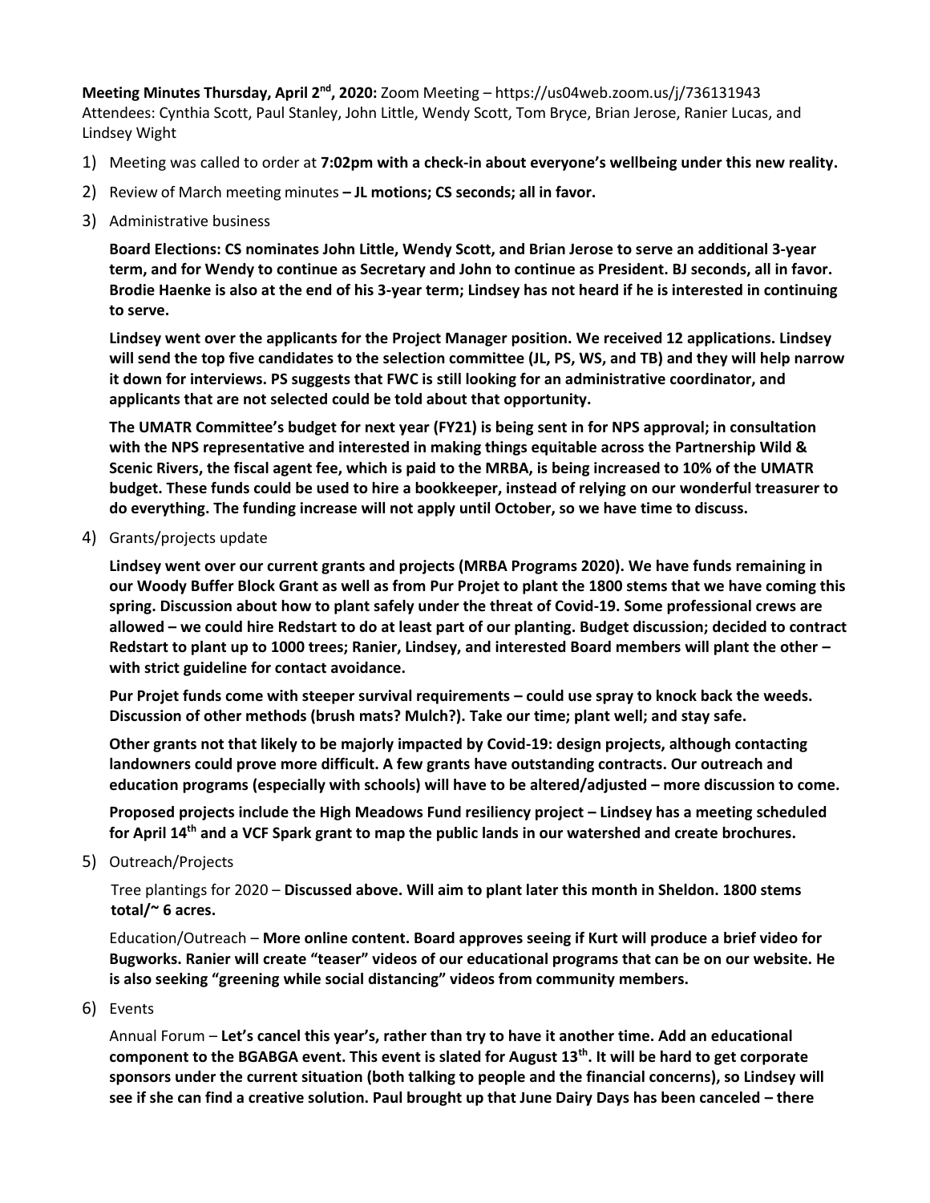**Meeting Minutes Thursday, April 2nd, 2020:** Zoom Meeting – https://us04web.zoom.us/j/736131943
Attendees: Cynthia Scott, Paul Stanley, John Little, Wendy Scott, Tom Bryce, Brian Jerose, Ranier Lucas, and Lindsey Wight

1) Meeting was called to order at **7:02pm with a check-in about everyone's wellbeing under this new reality.**

2) Review of March meeting minutes **– JL motions; CS seconds; all in favor.**

3) Administrative business

   **Board Elections: CS nominates John Little, Wendy Scott, and Brian Jerose to serve an additional 3-year term, and for Wendy to continue as Secretary and John to continue as President. BJ seconds, all in favor. Brodie Haenke is also at the end of his 3-year term; Lindsey has not heard if he is interested in continuing to serve.**

   **Lindsey went over the applicants for the Project Manager position. We received 12 applications. Lindsey will send the top five candidates to the selection committee (JL, PS, WS, and TB) and they will help narrow it down for interviews. PS suggests that FWC is still looking for an administrative coordinator, and applicants that are not selected could be told about that opportunity.**

   **The UMATR Committee's budget for next year (FY21) is being sent in for NPS approval; in consultation with the NPS representative and interested in making things equitable across the Partnership Wild & Scenic Rivers, the fiscal agent fee, which is paid to the MRBA, is being increased to 10% of the UMATR budget. These funds could be used to hire a bookkeeper, instead of relying on our wonderful treasurer to do everything. The funding increase will not apply until October, so we have time to discuss.**

4) Grants/projects update

   **Lindsey went over our current grants and projects (MRBA Programs 2020). We have funds remaining in our Woody Buffer Block Grant as well as from Pur Projet to plant the 1800 stems that we have coming this spring. Discussion about how to plant safely under the threat of Covid-19. Some professional crews are allowed – we could hire Redstart to do at least part of our planting. Budget discussion; decided to contract Redstart to plant up to 1000 trees; Ranier, Lindsey, and interested Board members will plant the other – with strict guideline for contact avoidance.**

   **Pur Projet funds come with steeper survival requirements – could use spray to knock back the weeds. Discussion of other methods (brush mats? Mulch?). Take our time; plant well; and stay safe.**

   **Other grants not that likely to be majorly impacted by Covid-19: design projects, although contacting landowners could prove more difficult. A few grants have outstanding contracts. Our outreach and education programs (especially with schools) will have to be altered/adjusted – more discussion to come.**

   **Proposed projects include the High Meadows Fund resiliency project – Lindsey has a meeting scheduled for April 14th and a VCF Spark grant to map the public lands in our watershed and create brochures.**

5) Outreach/Projects

   Tree plantings for 2020 – **Discussed above. Will aim to plant later this month in Sheldon. 1800 stems total/~ 6 acres.**

   Education/Outreach – **More online content. Board approves seeing if Kurt will produce a brief video for Bugworks. Ranier will create "teaser" videos of our educational programs that can be on our website. He is also seeking "greening while social distancing" videos from community members.**

6) Events

   Annual Forum – **Let's cancel this year's, rather than try to have it another time. Add an educational component to the BGABGA event. This event is slated for August 13th. It will be hard to get corporate sponsors under the current situation (both talking to people and the financial concerns), so Lindsey will see if she can find a creative solution. Paul brought up that June Dairy Days has been canceled – there**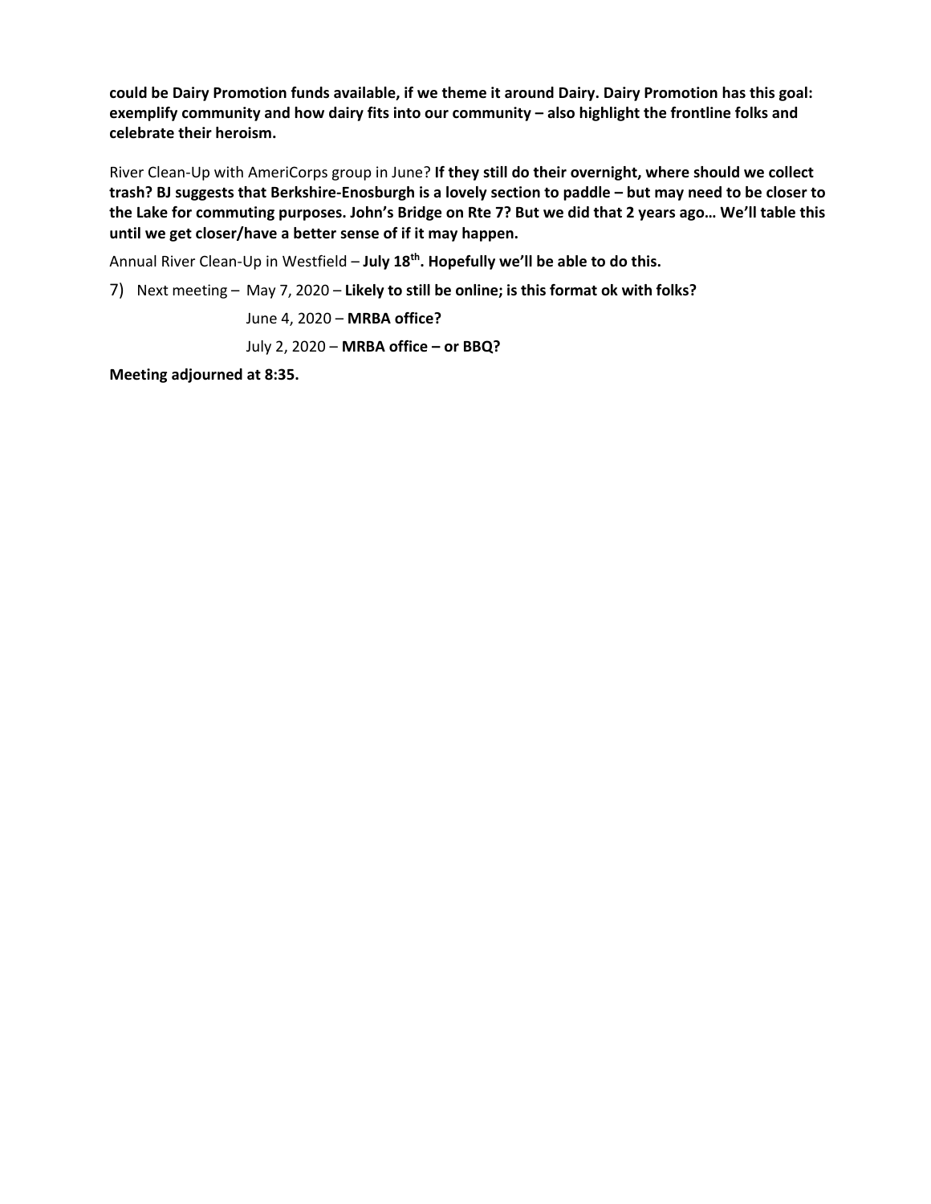**could be Dairy Promotion funds available, if we theme it around Dairy. Dairy Promotion has this goal: exemplify community and how dairy fits into our community – also highlight the frontline folks and celebrate their heroism.**

River Clean-Up with AmeriCorps group in June? **If they still do their overnight, where should we collect trash? BJ suggests that Berkshire-Enosburgh is a lovely section to paddle – but may need to be closer to the Lake for commuting purposes. John's Bridge on Rte 7? But we did that 2 years ago… We'll table this until we get closer/have a better sense of if it may happen.**

Annual River Clean-Up in Westfield – **July 18th. Hopefully we'll be able to do this.**

7) Next meeting – May 7, 2020 – **Likely to still be online; is this format ok with folks?**

June 4, 2020 – **MRBA office?**

July 2, 2020 – **MRBA office – or BBQ?**

**Meeting adjourned at 8:35.**